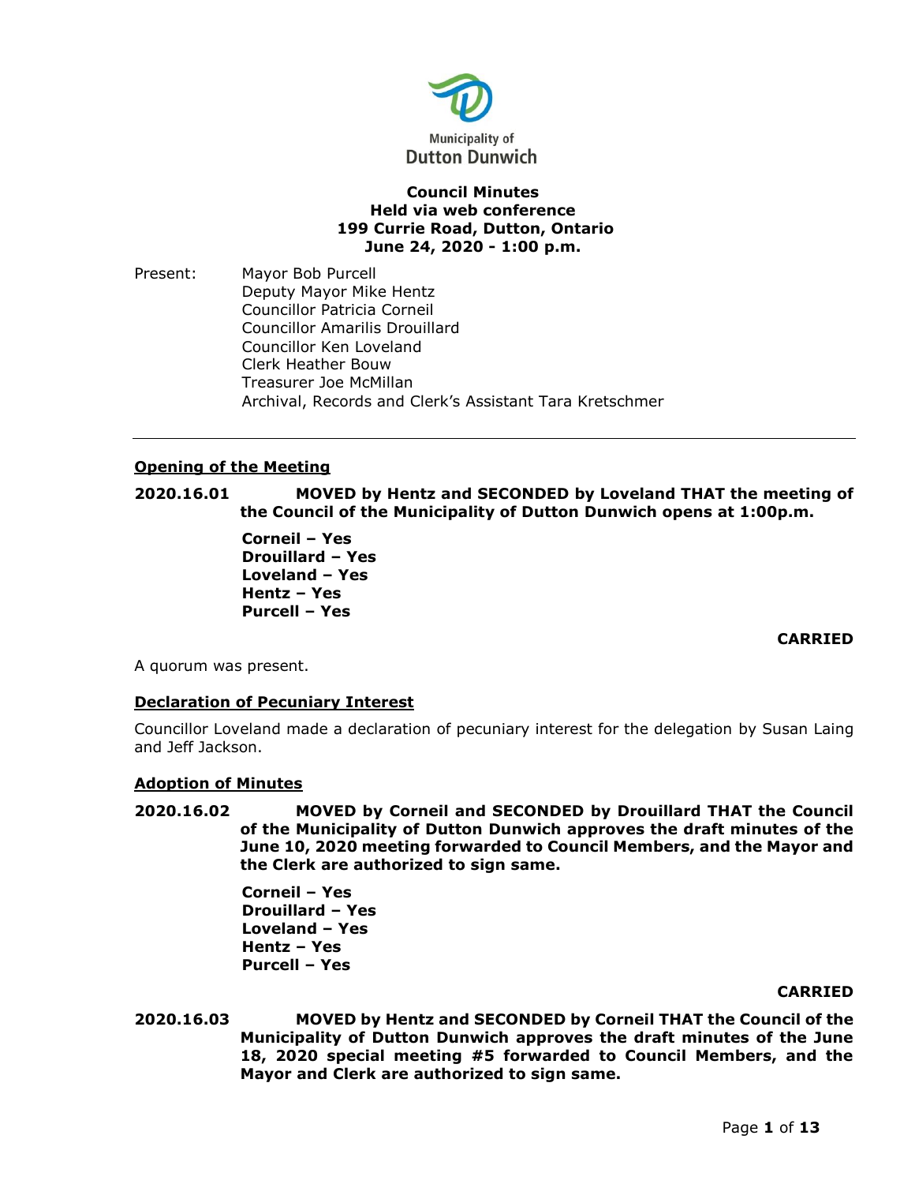Municipality of
Dutton Dunwich

**Council Minutes**
**Held via web conference**
**199 Currie Road, Dutton, Ontario**
**June 24, 2020 - 1:00 p.m.**

Present: Mayor Bob Purcell
Deputy Mayor Mike Hentz
Councillor Patricia Corneil
Councillor Amarilis Drouillard
Councillor Ken Loveland
Clerk Heather Bouw
Treasurer Joe McMillan
Archival, Records and Clerk's Assistant Tara Kretschmer

---

## Opening of the Meeting

**2020.16.01 MOVED by Hentz and SECONDED by Loveland THAT the meeting of the Council of the Municipality of Dutton Dunwich opens at 1:00p.m.**

**Corneil – Yes**
**Drouillard – Yes**
**Loveland – Yes**
**Hentz – Yes**
**Purcell – Yes**

**CARRIED**

A quorum was present.

## Declaration of Pecuniary Interest

Councillor Loveland made a declaration of pecuniary interest for the delegation by Susan Laing and Jeff Jackson.

## Adoption of Minutes

**2020.16.02 MOVED by Corneil and SECONDED by Drouillard THAT the Council of the Municipality of Dutton Dunwich approves the draft minutes of the June 10, 2020 meeting forwarded to Council Members, and the Mayor and the Clerk are authorized to sign same.**

**Corneil – Yes**
**Drouillard – Yes**
**Loveland – Yes**
**Hentz – Yes**
**Purcell – Yes**

**CARRIED**

**2020.16.03 MOVED by Hentz and SECONDED by Corneil THAT the Council of the Municipality of Dutton Dunwich approves the draft minutes of the June 18, 2020 special meeting #5 forwarded to Council Members, and the Mayor and Clerk are authorized to sign same.**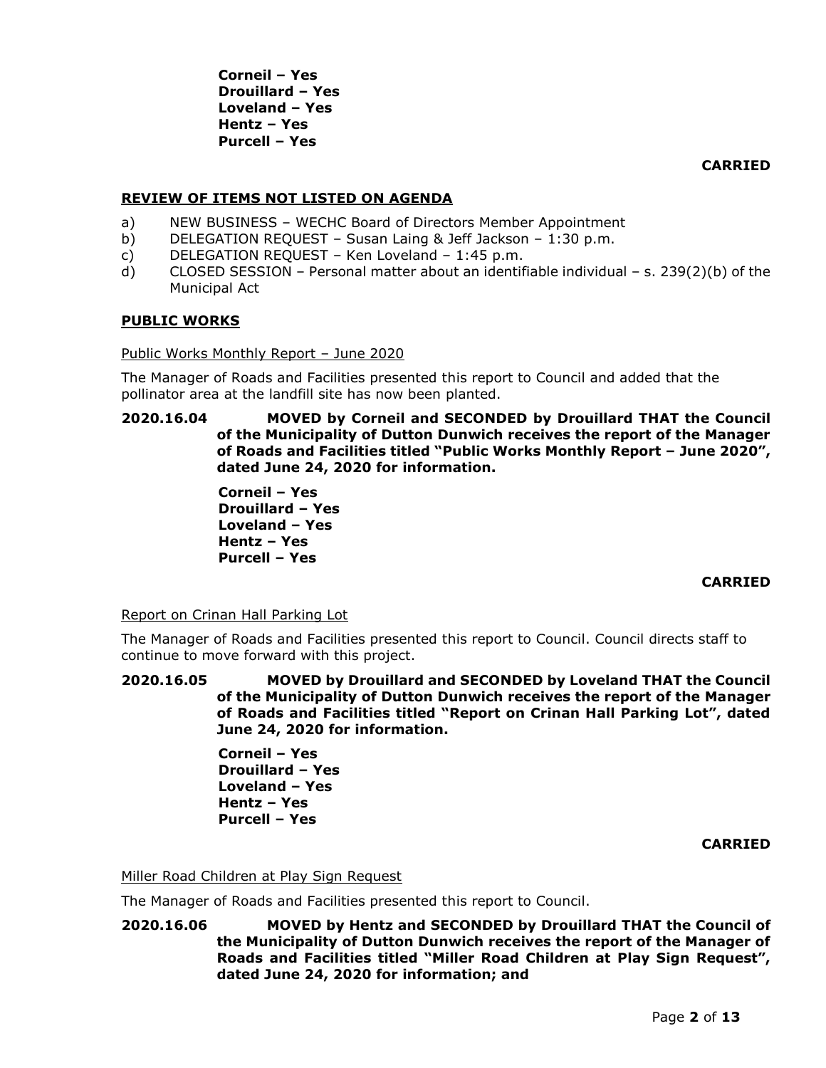**Corneil – Yes**
**Drouillard – Yes**
**Loveland – Yes**
**Hentz – Yes**
**Purcell – Yes**

**CARRIED**

## REVIEW OF ITEMS NOT LISTED ON AGENDA

a) NEW BUSINESS – WECHC Board of Directors Member Appointment
b) DELEGATION REQUEST – Susan Laing & Jeff Jackson – 1:30 p.m.
c) DELEGATION REQUEST – Ken Loveland – 1:45 p.m.
d) CLOSED SESSION – Personal matter about an identifiable individual – s. 239(2)(b) of the Municipal Act

## PUBLIC WORKS

Public Works Monthly Report – June 2020

The Manager of Roads and Facilities presented this report to Council and added that the pollinator area at the landfill site has now been planted.

**2020.16.04 MOVED by Corneil and SECONDED by Drouillard THAT the Council of the Municipality of Dutton Dunwich receives the report of the Manager of Roads and Facilities titled "Public Works Monthly Report – June 2020", dated June 24, 2020 for information.**

**Corneil – Yes**
**Drouillard – Yes**
**Loveland – Yes**
**Hentz – Yes**
**Purcell – Yes**

**CARRIED**

Report on Crinan Hall Parking Lot

The Manager of Roads and Facilities presented this report to Council. Council directs staff to continue to move forward with this project.

**2020.16.05 MOVED by Drouillard and SECONDED by Loveland THAT the Council of the Municipality of Dutton Dunwich receives the report of the Manager of Roads and Facilities titled "Report on Crinan Hall Parking Lot", dated June 24, 2020 for information.**

**Corneil – Yes**
**Drouillard – Yes**
**Loveland – Yes**
**Hentz – Yes**
**Purcell – Yes**

**CARRIED**

Miller Road Children at Play Sign Request

The Manager of Roads and Facilities presented this report to Council.

**2020.16.06 MOVED by Hentz and SECONDED by Drouillard THAT the Council of the Municipality of Dutton Dunwich receives the report of the Manager of Roads and Facilities titled "Miller Road Children at Play Sign Request", dated June 24, 2020 for information; and**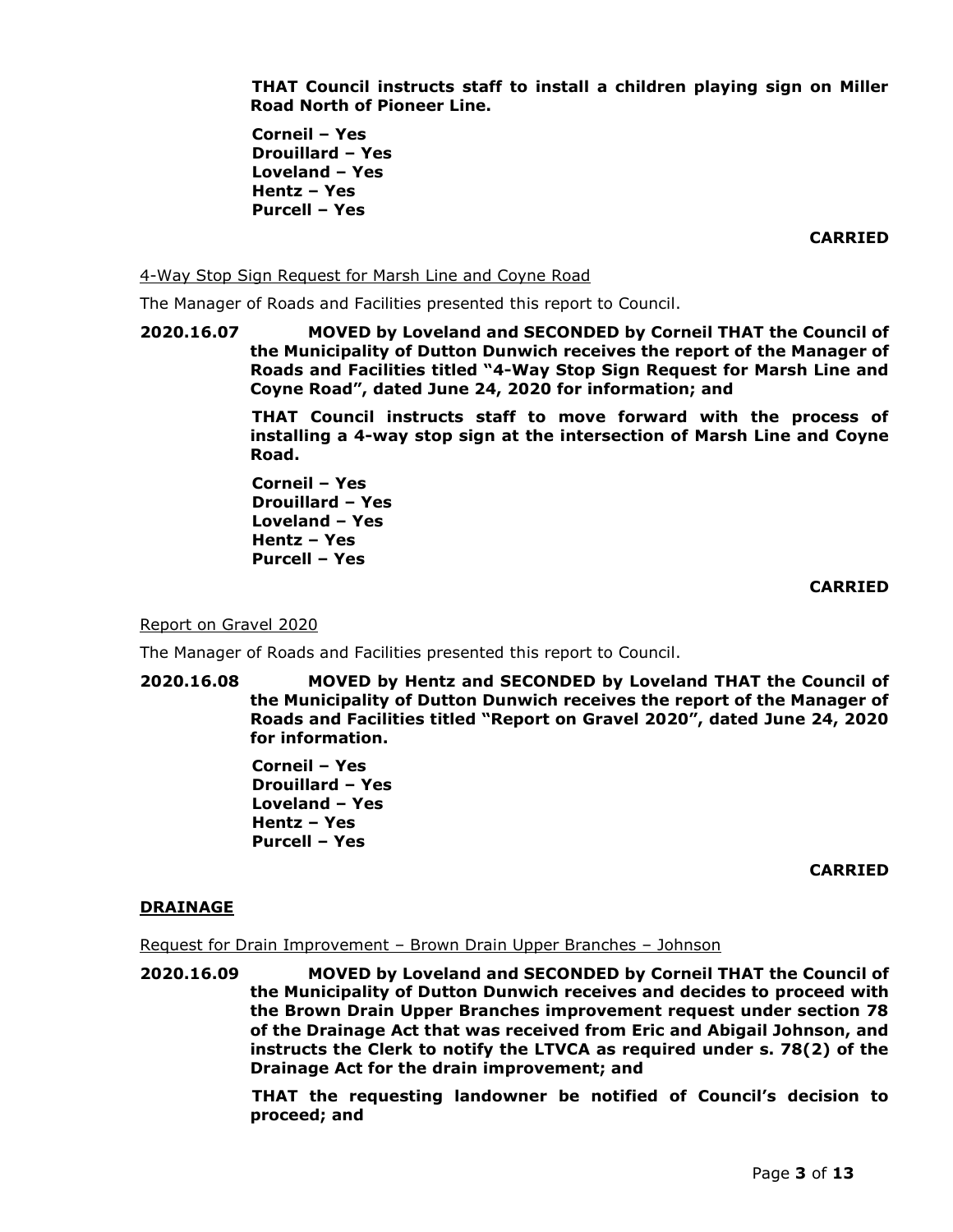**THAT Council instructs staff to install a children playing sign on Miller Road North of Pioneer Line.**

**Corneil – Yes**
**Drouillard – Yes**
**Loveland – Yes**
**Hentz – Yes**
**Purcell – Yes**

**CARRIED**

4-Way Stop Sign Request for Marsh Line and Coyne Road

The Manager of Roads and Facilities presented this report to Council.

**2020.16.07 MOVED by Loveland and SECONDED by Corneil THAT the Council of the Municipality of Dutton Dunwich receives the report of the Manager of Roads and Facilities titled "4-Way Stop Sign Request for Marsh Line and Coyne Road", dated June 24, 2020 for information; and**

**THAT Council instructs staff to move forward with the process of installing a 4-way stop sign at the intersection of Marsh Line and Coyne Road.**

**Corneil – Yes**
**Drouillard – Yes**
**Loveland – Yes**
**Hentz – Yes**
**Purcell – Yes**

**CARRIED**

Report on Gravel 2020

The Manager of Roads and Facilities presented this report to Council.

**2020.16.08 MOVED by Hentz and SECONDED by Loveland THAT the Council of the Municipality of Dutton Dunwich receives the report of the Manager of Roads and Facilities titled "Report on Gravel 2020", dated June 24, 2020 for information.**

**Corneil – Yes**
**Drouillard – Yes**
**Loveland – Yes**
**Hentz – Yes**
**Purcell – Yes**

**CARRIED**

## DRAINAGE

Request for Drain Improvement – Brown Drain Upper Branches – Johnson

**2020.16.09 MOVED by Loveland and SECONDED by Corneil THAT the Council of the Municipality of Dutton Dunwich receives and decides to proceed with the Brown Drain Upper Branches improvement request under section 78 of the Drainage Act that was received from Eric and Abigail Johnson, and instructs the Clerk to notify the LTVCA as required under s. 78(2) of the Drainage Act for the drain improvement; and**

**THAT the requesting landowner be notified of Council's decision to proceed; and**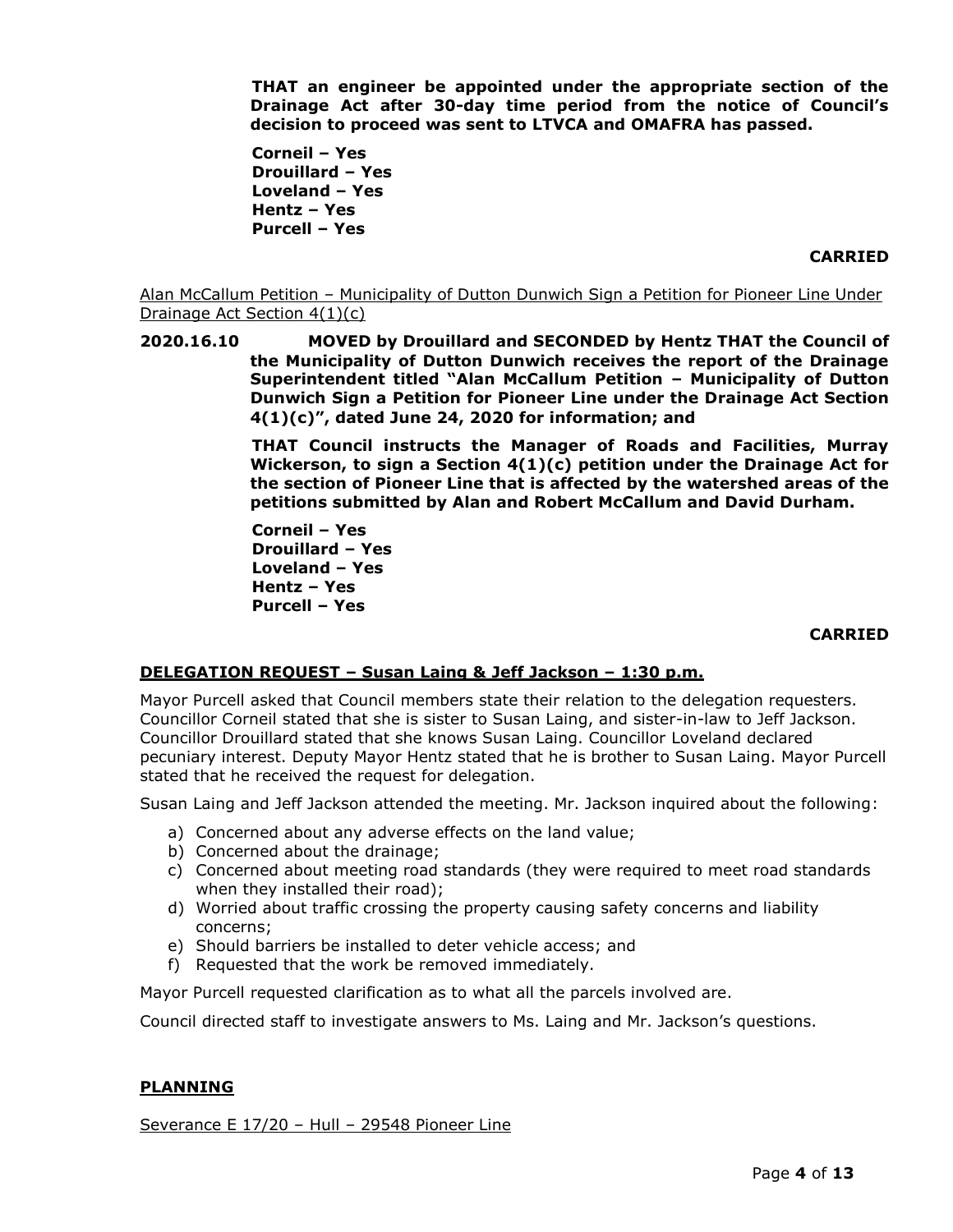**THAT an engineer be appointed under the appropriate section of the Drainage Act after 30-day time period from the notice of Council's decision to proceed was sent to LTVCA and OMAFRA has passed.**

**Corneil – Yes**
**Drouillard – Yes**
**Loveland – Yes**
**Hentz – Yes**
**Purcell – Yes**

**CARRIED**

Alan McCallum Petition – Municipality of Dutton Dunwich Sign a Petition for Pioneer Line Under Drainage Act Section 4(1)(c)

**2020.16.10 MOVED by Drouillard and SECONDED by Hentz THAT the Council of the Municipality of Dutton Dunwich receives the report of the Drainage Superintendent titled "Alan McCallum Petition – Municipality of Dutton Dunwich Sign a Petition for Pioneer Line under the Drainage Act Section 4(1)(c)", dated June 24, 2020 for information; and**

**THAT Council instructs the Manager of Roads and Facilities, Murray Wickerson, to sign a Section 4(1)(c) petition under the Drainage Act for the section of Pioneer Line that is affected by the watershed areas of the petitions submitted by Alan and Robert McCallum and David Durham.**

**Corneil – Yes**
**Drouillard – Yes**
**Loveland – Yes**
**Hentz – Yes**
**Purcell – Yes**

**CARRIED**

## DELEGATION REQUEST – Susan Laing & Jeff Jackson – 1:30 p.m.

Mayor Purcell asked that Council members state their relation to the delegation requesters. Councillor Corneil stated that she is sister to Susan Laing, and sister-in-law to Jeff Jackson. Councillor Drouillard stated that she knows Susan Laing. Councillor Loveland declared pecuniary interest. Deputy Mayor Hentz stated that he is brother to Susan Laing. Mayor Purcell stated that he received the request for delegation.

Susan Laing and Jeff Jackson attended the meeting. Mr. Jackson inquired about the following:

a) Concerned about any adverse effects on the land value;
b) Concerned about the drainage;
c) Concerned about meeting road standards (they were required to meet road standards when they installed their road);
d) Worried about traffic crossing the property causing safety concerns and liability concerns;
e) Should barriers be installed to deter vehicle access; and
f) Requested that the work be removed immediately.

Mayor Purcell requested clarification as to what all the parcels involved are.

Council directed staff to investigate answers to Ms. Laing and Mr. Jackson's questions.

## PLANNING

Severance E 17/20 – Hull – 29548 Pioneer Line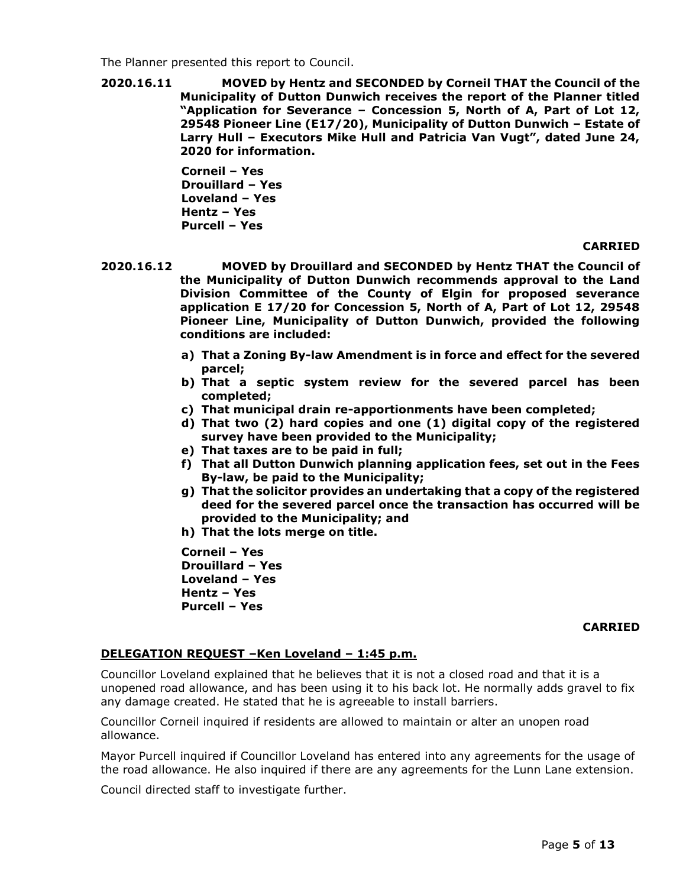The Planner presented this report to Council.

**2020.16.11 MOVED by Hentz and SECONDED by Corneil THAT the Council of the Municipality of Dutton Dunwich receives the report of the Planner titled "Application for Severance – Concession 5, North of A, Part of Lot 12, 29548 Pioneer Line (E17/20), Municipality of Dutton Dunwich – Estate of Larry Hull – Executors Mike Hull and Patricia Van Vugt", dated June 24, 2020 for information.**

**Corneil – Yes**
**Drouillard – Yes**
**Loveland – Yes**
**Hentz – Yes**
**Purcell – Yes**

**CARRIED**

**2020.16.12 MOVED by Drouillard and SECONDED by Hentz THAT the Council of the Municipality of Dutton Dunwich recommends approval to the Land Division Committee of the County of Elgin for proposed severance application E 17/20 for Concession 5, North of A, Part of Lot 12, 29548 Pioneer Line, Municipality of Dutton Dunwich, provided the following conditions are included:**

- **a) That a Zoning By-law Amendment is in force and effect for the severed parcel;**
- **b) That a septic system review for the severed parcel has been completed;**
- **c) That municipal drain re-apportionments have been completed;**
- **d) That two (2) hard copies and one (1) digital copy of the registered survey have been provided to the Municipality;**
- **e) That taxes are to be paid in full;**
- **f) That all Dutton Dunwich planning application fees, set out in the Fees By-law, be paid to the Municipality;**
- **g) That the solicitor provides an undertaking that a copy of the registered deed for the severed parcel once the transaction has occurred will be provided to the Municipality; and**
- **h) That the lots merge on title.**

**Corneil – Yes**
**Drouillard – Yes**
**Loveland – Yes**
**Hentz – Yes**
**Purcell – Yes**

**CARRIED**

**DELEGATION REQUEST –Ken Loveland – 1:45 p.m.**

Councillor Loveland explained that he believes that it is not a closed road and that it is a unopened road allowance, and has been using it to his back lot. He normally adds gravel to fix any damage created. He stated that he is agreeable to install barriers.

Councillor Corneil inquired if residents are allowed to maintain or alter an unopen road allowance.

Mayor Purcell inquired if Councillor Loveland has entered into any agreements for the usage of the road allowance. He also inquired if there are any agreements for the Lunn Lane extension.

Council directed staff to investigate further.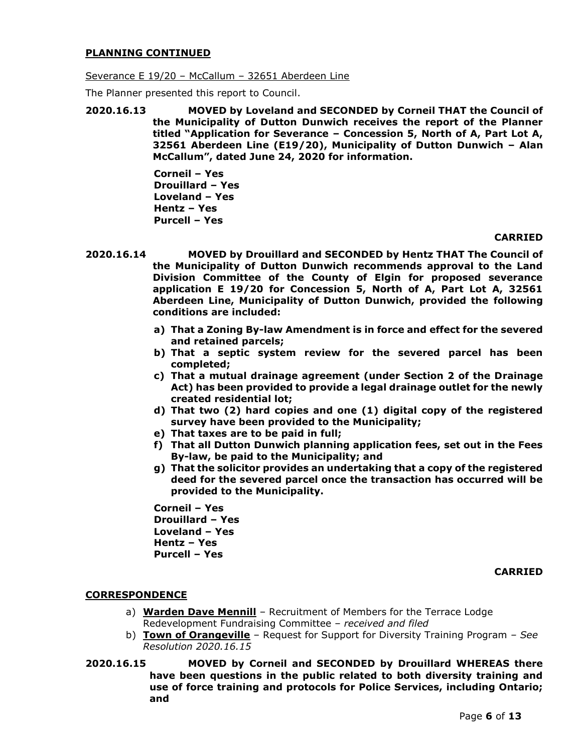## PLANNING CONTINUED

Severance E 19/20 – McCallum – 32651 Aberdeen Line

The Planner presented this report to Council.

**2020.16.13 MOVED by Loveland and SECONDED by Corneil THAT the Council of the Municipality of Dutton Dunwich receives the report of the Planner titled "Application for Severance – Concession 5, North of A, Part Lot A, 32561 Aberdeen Line (E19/20), Municipality of Dutton Dunwich – Alan McCallum", dated June 24, 2020 for information.**

**Corneil – Yes**
**Drouillard – Yes**
**Loveland – Yes**
**Hentz – Yes**
**Purcell – Yes**

**CARRIED**

**2020.16.14 MOVED by Drouillard and SECONDED by Hentz THAT The Council of the Municipality of Dutton Dunwich recommends approval to the Land Division Committee of the County of Elgin for proposed severance application E 19/20 for Concession 5, North of A, Part Lot A, 32561 Aberdeen Line, Municipality of Dutton Dunwich, provided the following conditions are included:**

**a) That a Zoning By-law Amendment is in force and effect for the severed and retained parcels;**
**b) That a septic system review for the severed parcel has been completed;**
**c) That a mutual drainage agreement (under Section 2 of the Drainage Act) has been provided to provide a legal drainage outlet for the newly created residential lot;**
**d) That two (2) hard copies and one (1) digital copy of the registered survey have been provided to the Municipality;**
**e) That taxes are to be paid in full;**
**f) That all Dutton Dunwich planning application fees, set out in the Fees By-law, be paid to the Municipality; and**
**g) That the solicitor provides an undertaking that a copy of the registered deed for the severed parcel once the transaction has occurred will be provided to the Municipality.**

**Corneil – Yes**
**Drouillard – Yes**
**Loveland – Yes**
**Hentz – Yes**
**Purcell – Yes**

**CARRIED**

## CORRESPONDENCE

a) **Warden Dave Mennill** – Recruitment of Members for the Terrace Lodge Redevelopment Fundraising Committee – *received and filed*
b) **Town of Orangeville** – Request for Support for Diversity Training Program – *See Resolution 2020.16.15*

**2020.16.15 MOVED by Corneil and SECONDED by Drouillard WHEREAS there have been questions in the public related to both diversity training and use of force training and protocols for Police Services, including Ontario; and**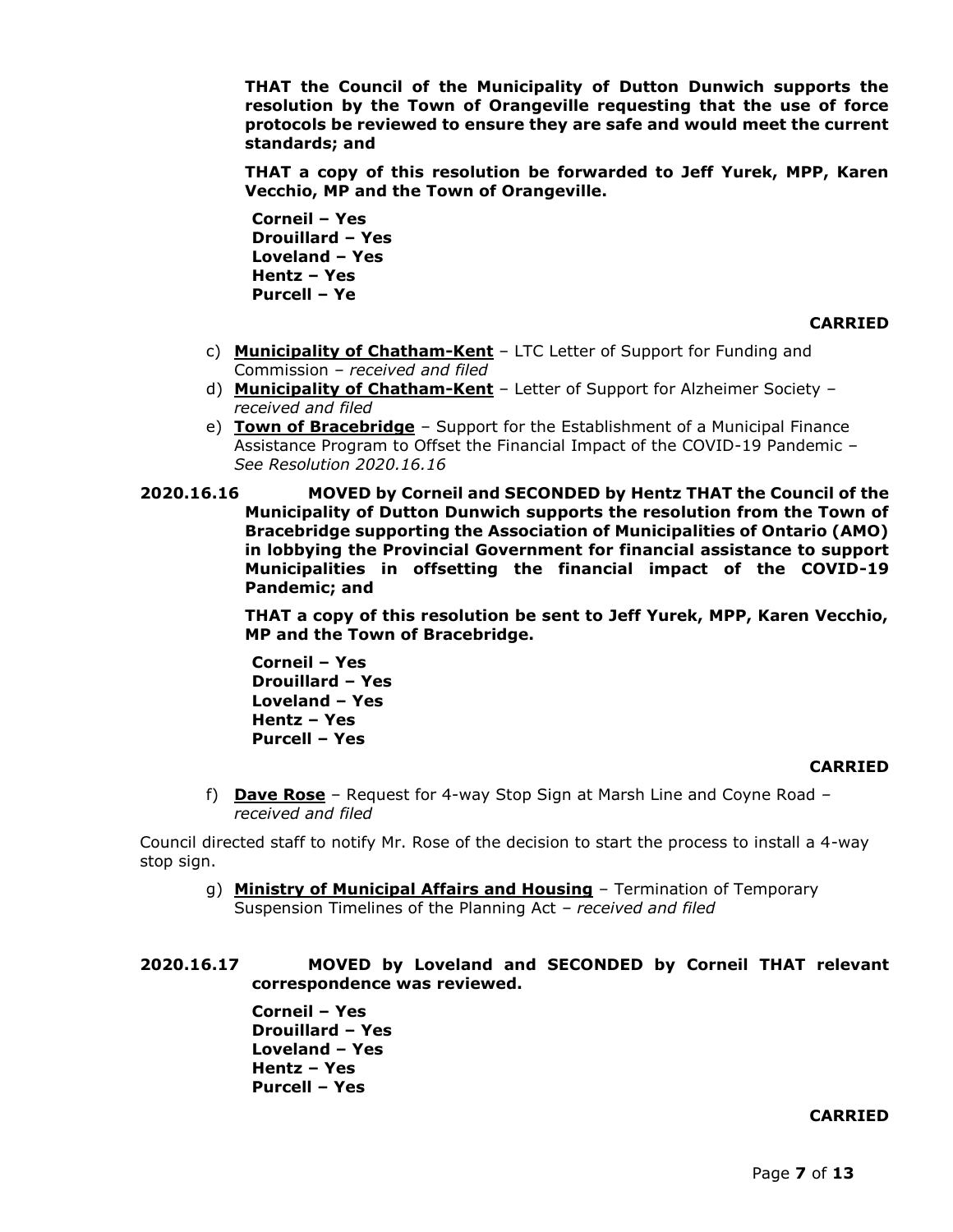**THAT the Council of the Municipality of Dutton Dunwich supports the resolution by the Town of Orangeville requesting that the use of force protocols be reviewed to ensure they are safe and would meet the current standards; and**

**THAT a copy of this resolution be forwarded to Jeff Yurek, MPP, Karen Vecchio, MP and the Town of Orangeville.**

**Corneil – Yes**
**Drouillard – Yes**
**Loveland – Yes**
**Hentz – Yes**
**Purcell – Ye**

**CARRIED**

c) **Municipality of Chatham-Kent** – LTC Letter of Support for Funding and Commission – *received and filed*
d) **Municipality of Chatham-Kent** – Letter of Support for Alzheimer Society – *received and filed*
e) **Town of Bracebridge** – Support for the Establishment of a Municipal Finance Assistance Program to Offset the Financial Impact of the COVID-19 Pandemic – *See Resolution 2020.16.16*

**2020.16.16 MOVED by Corneil and SECONDED by Hentz THAT the Council of the Municipality of Dutton Dunwich supports the resolution from the Town of Bracebridge supporting the Association of Municipalities of Ontario (AMO) in lobbying the Provincial Government for financial assistance to support Municipalities in offsetting the financial impact of the COVID-19 Pandemic; and**

**THAT a copy of this resolution be sent to Jeff Yurek, MPP, Karen Vecchio, MP and the Town of Bracebridge.**

**Corneil – Yes**
**Drouillard – Yes**
**Loveland – Yes**
**Hentz – Yes**
**Purcell – Yes**

**CARRIED**

f) **Dave Rose** – Request for 4-way Stop Sign at Marsh Line and Coyne Road – *received and filed*

Council directed staff to notify Mr. Rose of the decision to start the process to install a 4-way stop sign.

g) **Ministry of Municipal Affairs and Housing** – Termination of Temporary Suspension Timelines of the Planning Act – *received and filed*

**2020.16.17 MOVED by Loveland and SECONDED by Corneil THAT relevant correspondence was reviewed.**

**Corneil – Yes**
**Drouillard – Yes**
**Loveland – Yes**
**Hentz – Yes**
**Purcell – Yes**

**CARRIED**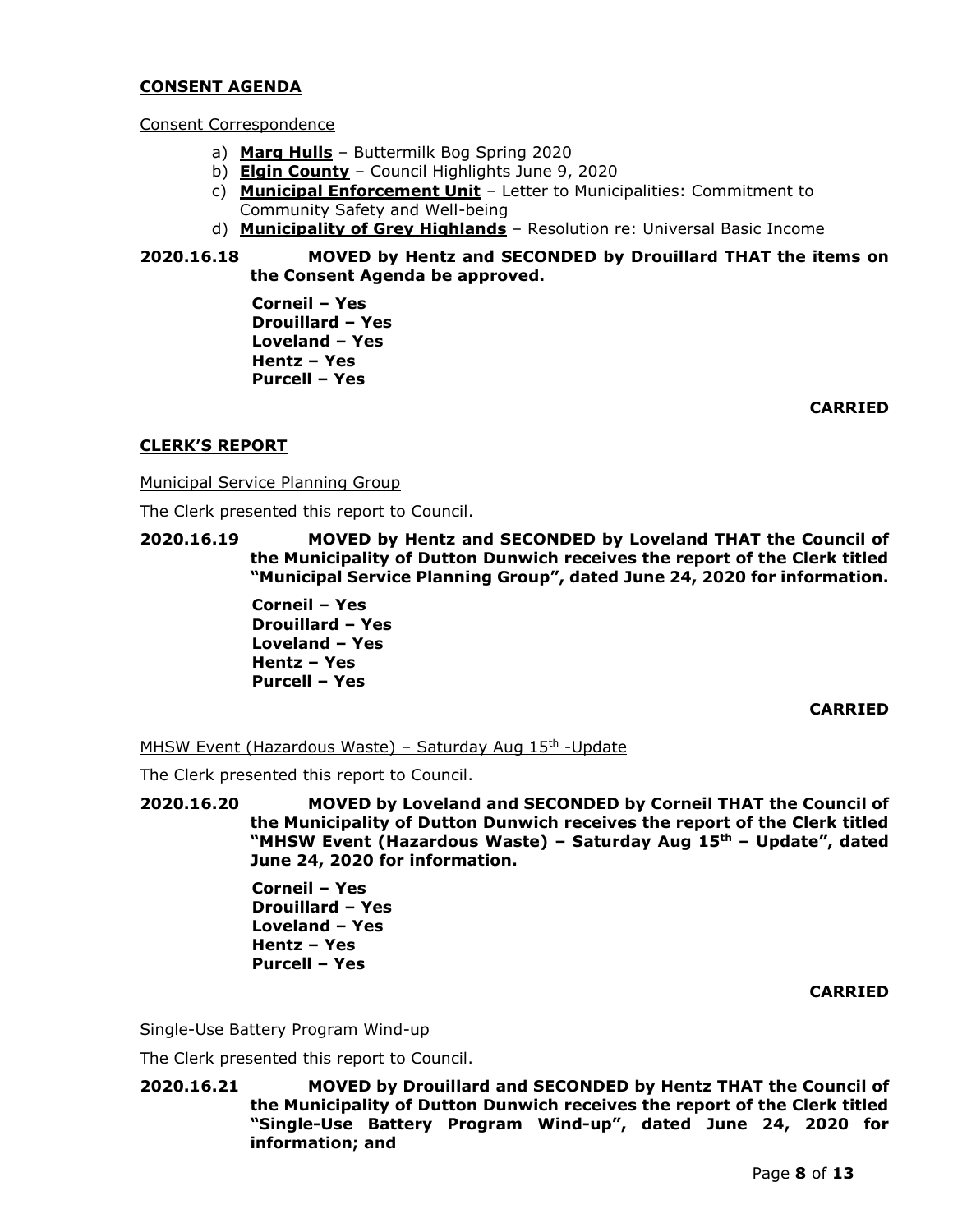## CONSENT AGENDA

Consent Correspondence

a) **Marg Hulls** – Buttermilk Bog Spring 2020
b) **Elgin County** – Council Highlights June 9, 2020
c) **Municipal Enforcement Unit** – Letter to Municipalities: Commitment to Community Safety and Well-being
d) **Municipality of Grey Highlands** – Resolution re: Universal Basic Income

**2020.16.18 MOVED by Hentz and SECONDED by Drouillard THAT the items on the Consent Agenda be approved.**

**Corneil – Yes**
**Drouillard – Yes**
**Loveland – Yes**
**Hentz – Yes**
**Purcell – Yes**

**CARRIED**

## CLERK'S REPORT

Municipal Service Planning Group

The Clerk presented this report to Council.

**2020.16.19 MOVED by Hentz and SECONDED by Loveland THAT the Council of the Municipality of Dutton Dunwich receives the report of the Clerk titled "Municipal Service Planning Group", dated June 24, 2020 for information.**

**Corneil – Yes**
**Drouillard – Yes**
**Loveland – Yes**
**Hentz – Yes**
**Purcell – Yes**

**CARRIED**

MHSW Event (Hazardous Waste) – Saturday Aug 15th -Update

The Clerk presented this report to Council.

**2020.16.20 MOVED by Loveland and SECONDED by Corneil THAT the Council of the Municipality of Dutton Dunwich receives the report of the Clerk titled "MHSW Event (Hazardous Waste) – Saturday Aug 15th – Update", dated June 24, 2020 for information.**

**Corneil – Yes**
**Drouillard – Yes**
**Loveland – Yes**
**Hentz – Yes**
**Purcell – Yes**

**CARRIED**

Single-Use Battery Program Wind-up

The Clerk presented this report to Council.

**2020.16.21 MOVED by Drouillard and SECONDED by Hentz THAT the Council of the Municipality of Dutton Dunwich receives the report of the Clerk titled "Single-Use Battery Program Wind-up", dated June 24, 2020 for information; and**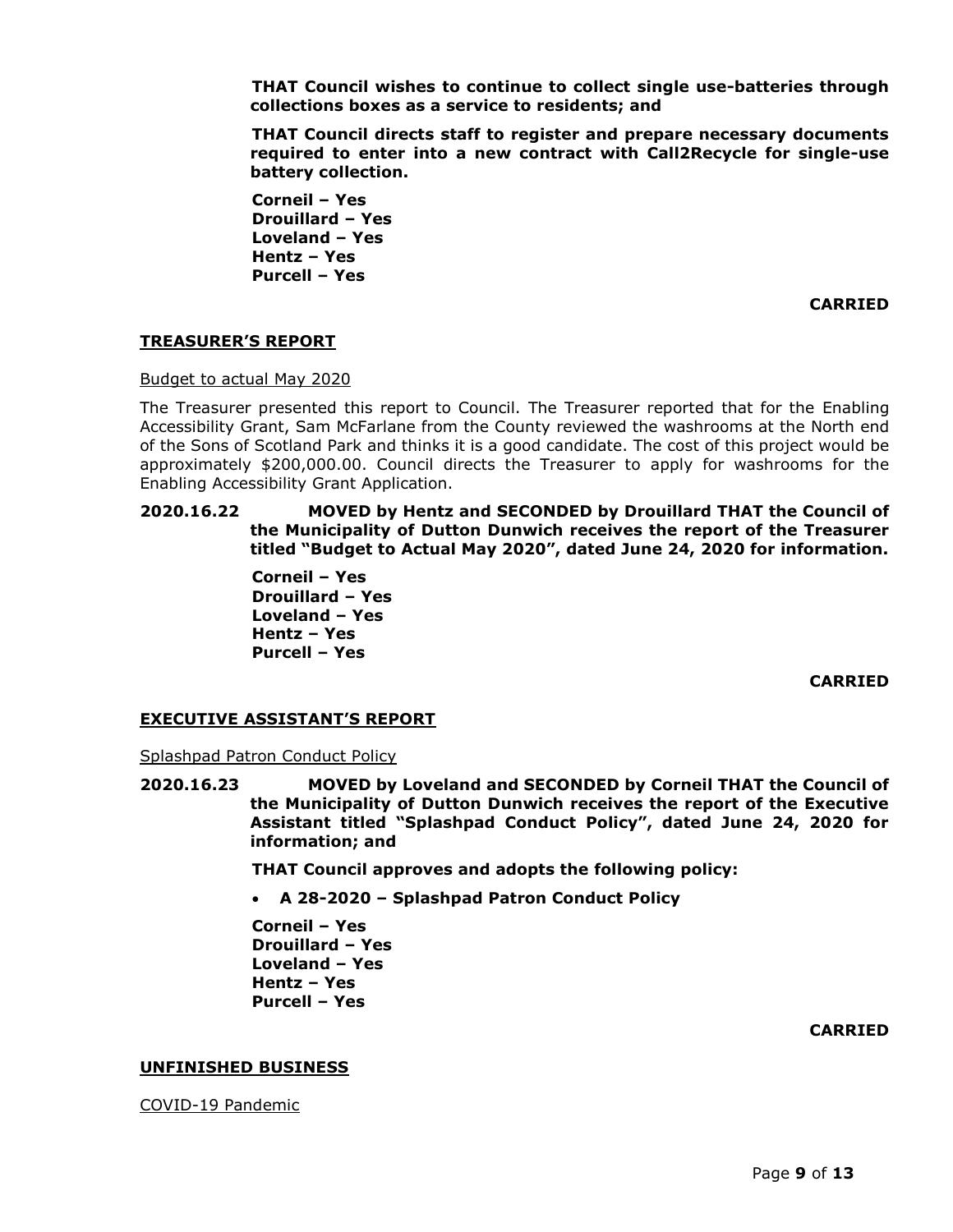**THAT Council wishes to continue to collect single use-batteries through collections boxes as a service to residents; and**

**THAT Council directs staff to register and prepare necessary documents required to enter into a new contract with Call2Recycle for single-use battery collection.**

**Corneil – Yes**
**Drouillard – Yes**
**Loveland – Yes**
**Hentz – Yes**
**Purcell – Yes**

**CARRIED**

## TREASURER'S REPORT

Budget to actual May 2020

The Treasurer presented this report to Council. The Treasurer reported that for the Enabling Accessibility Grant, Sam McFarlane from the County reviewed the washrooms at the North end of the Sons of Scotland Park and thinks it is a good candidate. The cost of this project would be approximately $200,000.00. Council directs the Treasurer to apply for washrooms for the Enabling Accessibility Grant Application.

**2020.16.22 MOVED by Hentz and SECONDED by Drouillard THAT the Council of the Municipality of Dutton Dunwich receives the report of the Treasurer titled "Budget to Actual May 2020", dated June 24, 2020 for information.**

**Corneil – Yes**
**Drouillard – Yes**
**Loveland – Yes**
**Hentz – Yes**
**Purcell – Yes**

**CARRIED**

## EXECUTIVE ASSISTANT'S REPORT

Splashpad Patron Conduct Policy

**2020.16.23 MOVED by Loveland and SECONDED by Corneil THAT the Council of the Municipality of Dutton Dunwich receives the report of the Executive Assistant titled "Splashpad Conduct Policy", dated June 24, 2020 for information; and**

**THAT Council approves and adopts the following policy:**

- **A 28-2020 – Splashpad Patron Conduct Policy**

**Corneil – Yes**
**Drouillard – Yes**
**Loveland – Yes**
**Hentz – Yes**
**Purcell – Yes**

**CARRIED**

## UNFINISHED BUSINESS

COVID-19 Pandemic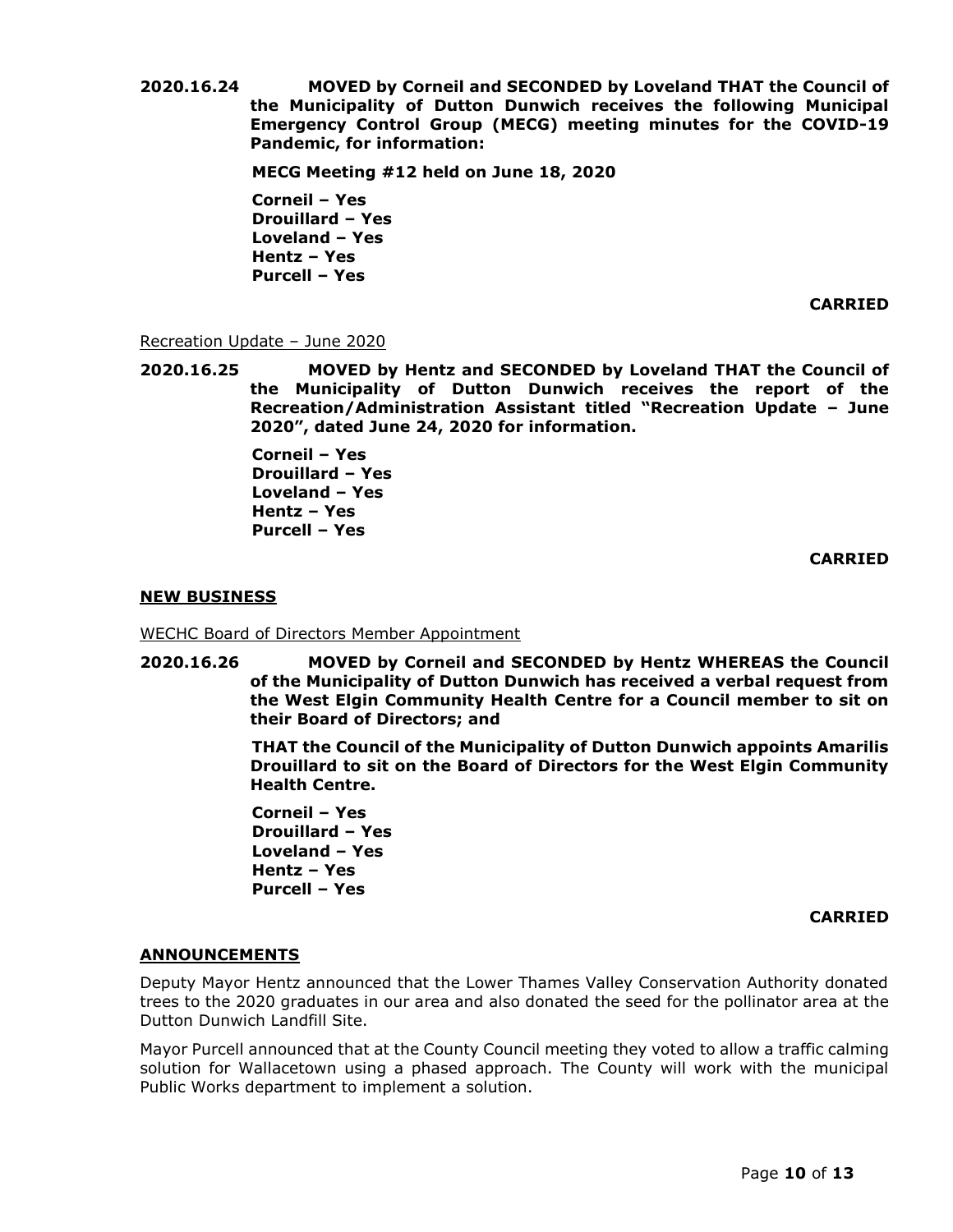**2020.16.24 MOVED by Corneil and SECONDED by Loveland THAT the Council of the Municipality of Dutton Dunwich receives the following Municipal Emergency Control Group (MECG) meeting minutes for the COVID-19 Pandemic, for information:**

**MECG Meeting #12 held on June 18, 2020**

**Corneil – Yes**
**Drouillard – Yes**
**Loveland – Yes**
**Hentz – Yes**
**Purcell – Yes**

**CARRIED**

Recreation Update – June 2020

**2020.16.25 MOVED by Hentz and SECONDED by Loveland THAT the Council of the Municipality of Dutton Dunwich receives the report of the Recreation/Administration Assistant titled "Recreation Update – June 2020", dated June 24, 2020 for information.**

**Corneil – Yes**
**Drouillard – Yes**
**Loveland – Yes**
**Hentz – Yes**
**Purcell – Yes**

**CARRIED**

## NEW BUSINESS

WECHC Board of Directors Member Appointment

**2020.16.26 MOVED by Corneil and SECONDED by Hentz WHEREAS the Council of the Municipality of Dutton Dunwich has received a verbal request from the West Elgin Community Health Centre for a Council member to sit on their Board of Directors; and**

**THAT the Council of the Municipality of Dutton Dunwich appoints Amarilis Drouillard to sit on the Board of Directors for the West Elgin Community Health Centre.**

**Corneil – Yes**
**Drouillard – Yes**
**Loveland – Yes**
**Hentz – Yes**
**Purcell – Yes**

**CARRIED**

## ANNOUNCEMENTS

Deputy Mayor Hentz announced that the Lower Thames Valley Conservation Authority donated trees to the 2020 graduates in our area and also donated the seed for the pollinator area at the Dutton Dunwich Landfill Site.

Mayor Purcell announced that at the County Council meeting they voted to allow a traffic calming solution for Wallacetown using a phased approach. The County will work with the municipal Public Works department to implement a solution.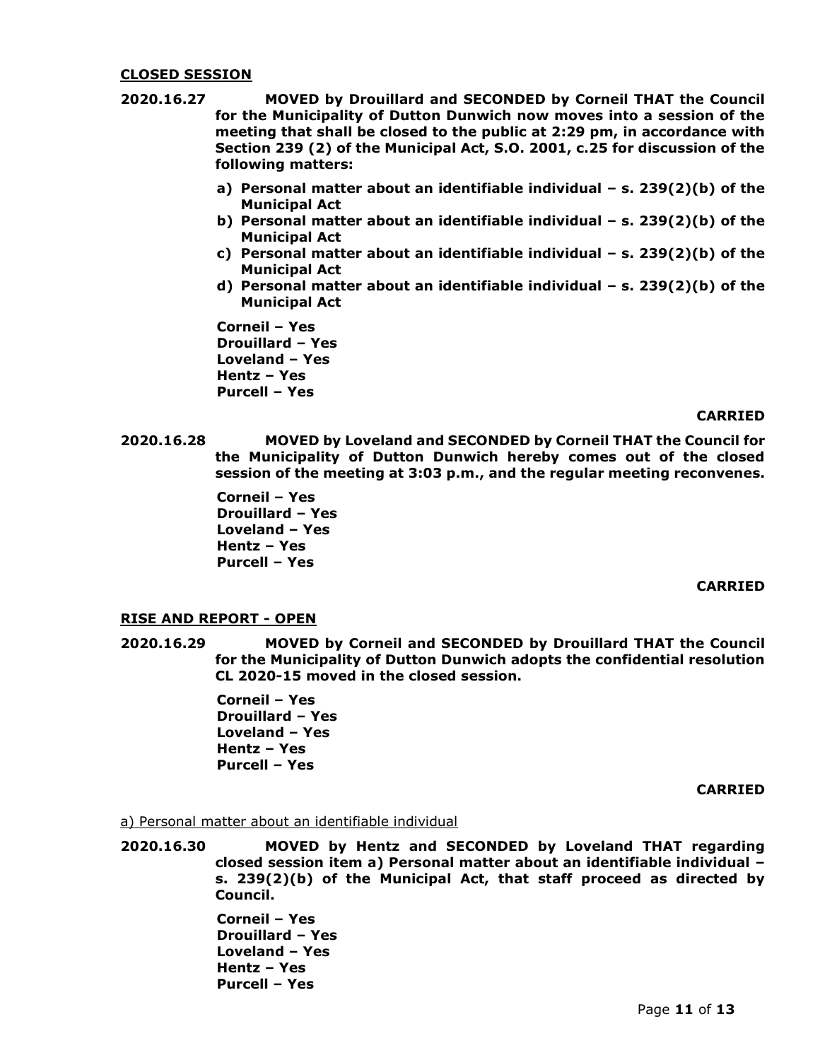**CLOSED SESSION**

**2020.16.27** **MOVED by Drouillard and SECONDED by Corneil THAT the Council for the Municipality of Dutton Dunwich now moves into a session of the meeting that shall be closed to the public at 2:29 pm, in accordance with Section 239 (2) of the Municipal Act, S.O. 2001, c.25 for discussion of the following matters:**

- **a) Personal matter about an identifiable individual – s. 239(2)(b) of the Municipal Act**
- **b) Personal matter about an identifiable individual – s. 239(2)(b) of the Municipal Act**
- **c) Personal matter about an identifiable individual – s. 239(2)(b) of the Municipal Act**
- **d) Personal matter about an identifiable individual – s. 239(2)(b) of the Municipal Act**

**Corneil – Yes**
**Drouillard – Yes**
**Loveland – Yes**
**Hentz – Yes**
**Purcell – Yes**

**CARRIED**

**2020.16.28** **MOVED by Loveland and SECONDED by Corneil THAT the Council for the Municipality of Dutton Dunwich hereby comes out of the closed session of the meeting at 3:03 p.m., and the regular meeting reconvenes.**

**Corneil – Yes**
**Drouillard – Yes**
**Loveland – Yes**
**Hentz – Yes**
**Purcell – Yes**

**CARRIED**

**RISE AND REPORT - OPEN**

**2020.16.29** **MOVED by Corneil and SECONDED by Drouillard THAT the Council for the Municipality of Dutton Dunwich adopts the confidential resolution CL 2020-15 moved in the closed session.**

**Corneil – Yes**
**Drouillard – Yes**
**Loveland – Yes**
**Hentz – Yes**
**Purcell – Yes**

**CARRIED**

a) Personal matter about an identifiable individual

**2020.16.30** **MOVED by Hentz and SECONDED by Loveland THAT regarding closed session item a) Personal matter about an identifiable individual – s. 239(2)(b) of the Municipal Act, that staff proceed as directed by Council.**

**Corneil – Yes**
**Drouillard – Yes**
**Loveland – Yes**
**Hentz – Yes**
**Purcell – Yes**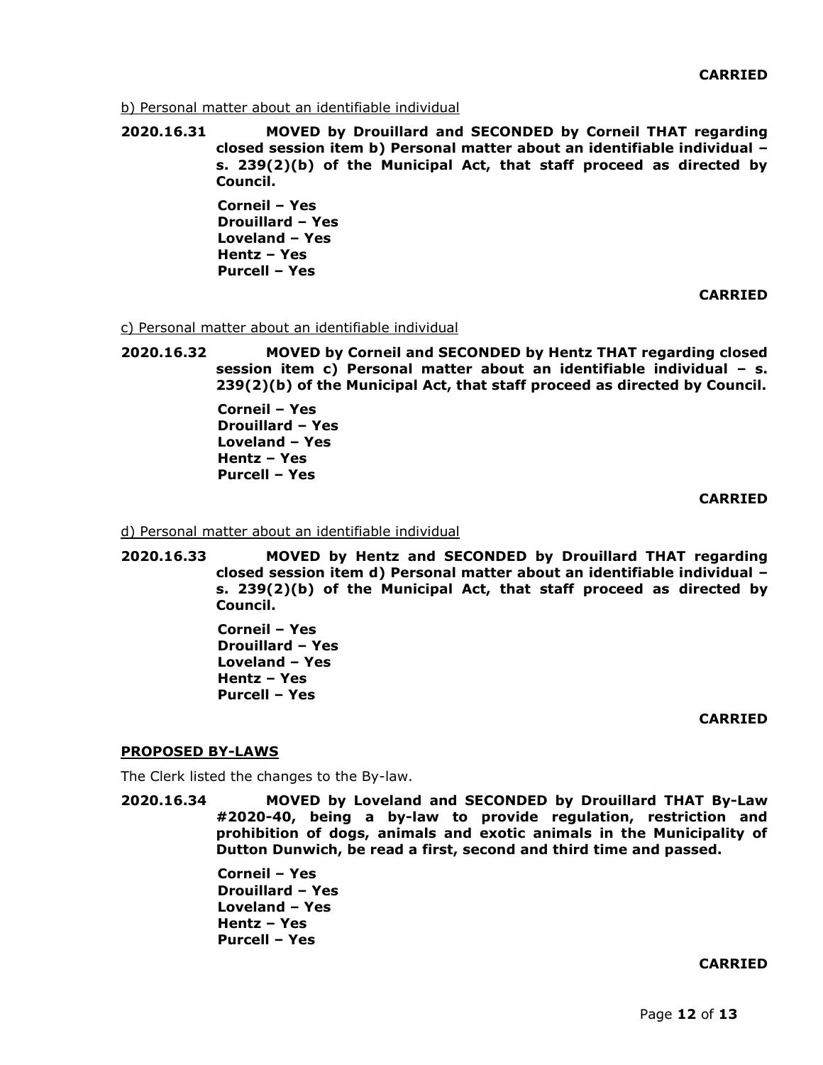**CARRIED**

b) Personal matter about an identifiable individual

**2020.16.31 MOVED by Drouillard and SECONDED by Corneil THAT regarding closed session item b) Personal matter about an identifiable individual – s. 239(2)(b) of the Municipal Act, that staff proceed as directed by Council.**

**Corneil – Yes**
**Drouillard – Yes**
**Loveland – Yes**
**Hentz – Yes**
**Purcell – Yes**

**CARRIED**

c) Personal matter about an identifiable individual

**2020.16.32 MOVED by Corneil and SECONDED by Hentz THAT regarding closed session item c) Personal matter about an identifiable individual – s. 239(2)(b) of the Municipal Act, that staff proceed as directed by Council.**

**Corneil – Yes**
**Drouillard – Yes**
**Loveland – Yes**
**Hentz – Yes**
**Purcell – Yes**

**CARRIED**

d) Personal matter about an identifiable individual

**2020.16.33 MOVED by Hentz and SECONDED by Drouillard THAT regarding closed session item d) Personal matter about an identifiable individual – s. 239(2)(b) of the Municipal Act, that staff proceed as directed by Council.**

**Corneil – Yes**
**Drouillard – Yes**
**Loveland – Yes**
**Hentz – Yes**
**Purcell – Yes**

**CARRIED**

## PROPOSED BY-LAWS

The Clerk listed the changes to the By-law.

**2020.16.34 MOVED by Loveland and SECONDED by Drouillard THAT By-Law #2020-40, being a by-law to provide regulation, restriction and prohibition of dogs, animals and exotic animals in the Municipality of Dutton Dunwich, be read a first, second and third time and passed.**

**Corneil – Yes**
**Drouillard – Yes**
**Loveland – Yes**
**Hentz – Yes**
**Purcell – Yes**

**CARRIED**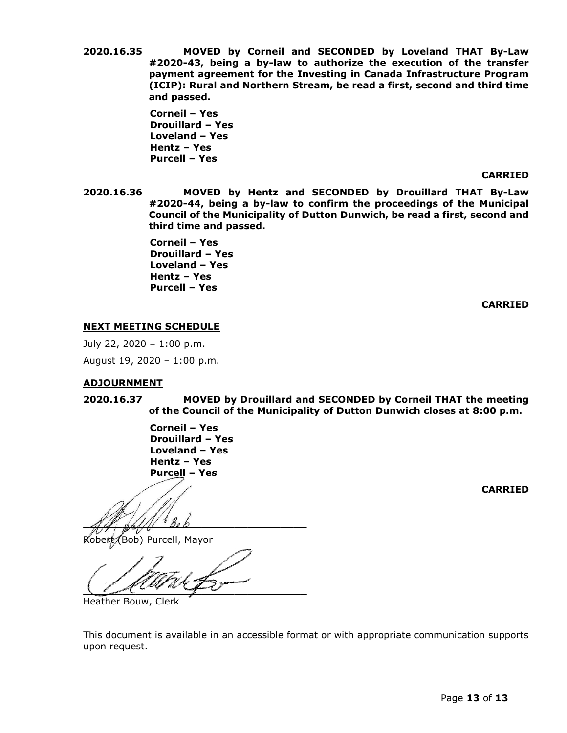**2020.16.35** **MOVED by Corneil and SECONDED by Loveland THAT By-Law #2020-43, being a by-law to authorize the execution of the transfer payment agreement for the Investing in Canada Infrastructure Program (ICIP): Rural and Northern Stream, be read a first, second and third time and passed.**

**Corneil – Yes**
**Drouillard – Yes**
**Loveland – Yes**
**Hentz – Yes**
**Purcell – Yes**

**CARRIED**

**2020.16.36** **MOVED by Hentz and SECONDED by Drouillard THAT By-Law #2020-44, being a by-law to confirm the proceedings of the Municipal Council of the Municipality of Dutton Dunwich, be read a first, second and third time and passed.**

**Corneil – Yes**
**Drouillard – Yes**
**Loveland – Yes**
**Hentz – Yes**
**Purcell – Yes**

**CARRIED**

## NEXT MEETING SCHEDULE

July 22, 2020 – 1:00 p.m.

August 19, 2020 – 1:00 p.m.

## ADJOURNMENT

**2020.16.37** **MOVED by Drouillard and SECONDED by Corneil THAT the meeting of the Council of the Municipality of Dutton Dunwich closes at 8:00 p.m.**

**Corneil – Yes**
**Drouillard – Yes**
**Loveland – Yes**
**Hentz – Yes**
**Purcell – Yes**

**CARRIED**

Robert (Bob) Purcell, Mayor

Heather Bouw, Clerk

This document is available in an accessible format or with appropriate communication supports upon request.